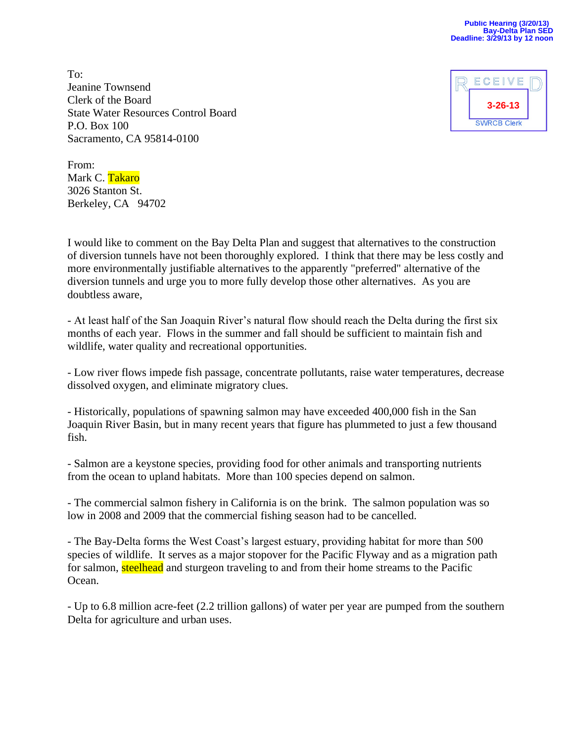Public Hearing (3/20/13)
Bay-Delta Plan SED
Deadline: 3/29/13 by 12 noon

RECEIVED
3-26-13
SWRCB Clerk

To:
Jeanine Townsend
Clerk of the Board
State Water Resources Control Board
P.O. Box 100
Sacramento, CA 95814-0100

From:
Mark C. Takaro
3026 Stanton St.
Berkeley, CA 94702

I would like to comment on the Bay Delta Plan and suggest that alternatives to the construction of diversion tunnels have not been thoroughly explored. I think that there may be less costly and more environmentally justifiable alternatives to the apparently "preferred" alternative of the diversion tunnels and urge you to more fully develop those other alternatives. As you are doubtless aware,

- At least half of the San Joaquin River's natural flow should reach the Delta during the first six months of each year. Flows in the summer and fall should be sufficient to maintain fish and wildlife, water quality and recreational opportunities.

- Low river flows impede fish passage, concentrate pollutants, raise water temperatures, decrease dissolved oxygen, and eliminate migratory clues.

- Historically, populations of spawning salmon may have exceeded 400,000 fish in the San Joaquin River Basin, but in many recent years that figure has plummeted to just a few thousand fish.

- Salmon are a keystone species, providing food for other animals and transporting nutrients from the ocean to upland habitats. More than 100 species depend on salmon.

- The commercial salmon fishery in California is on the brink. The salmon population was so low in 2008 and 2009 that the commercial fishing season had to be cancelled.

- The Bay-Delta forms the West Coast's largest estuary, providing habitat for more than 500 species of wildlife. It serves as a major stopover for the Pacific Flyway and as a migration path for salmon, steelhead and sturgeon traveling to and from their home streams to the Pacific Ocean.

- Up to 6.8 million acre-feet (2.2 trillion gallons) of water per year are pumped from the southern Delta for agriculture and urban uses.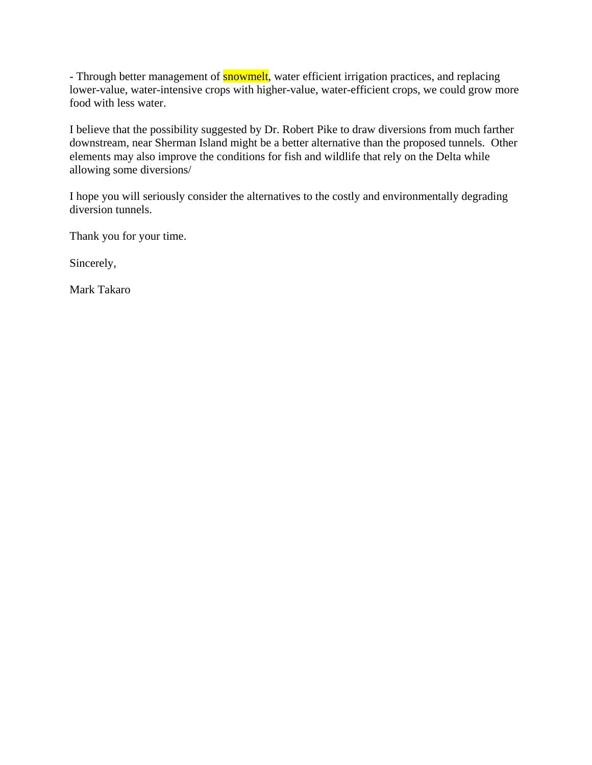- Through better management of snowmelt, water efficient irrigation practices, and replacing lower-value, water-intensive crops with higher-value, water-efficient crops, we could grow more food with less water.

I believe that the possibility suggested by Dr. Robert Pike to draw diversions from much farther downstream, near Sherman Island might be a better alternative than the proposed tunnels. Other elements may also improve the conditions for fish and wildlife that rely on the Delta while allowing some diversions/

I hope you will seriously consider the alternatives to the costly and environmentally degrading diversion tunnels.

Thank you for your time.

Sincerely,

Mark Takaro